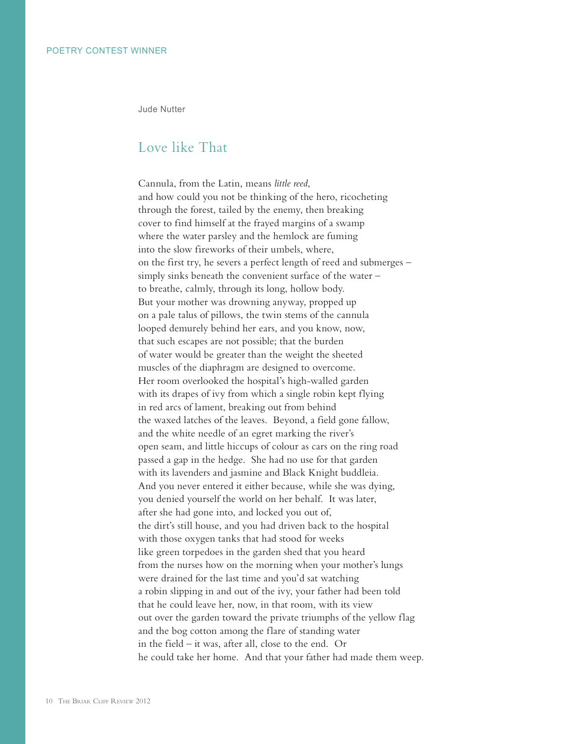POETRY CONTEST WINNER

Jude Nutter

# Love like That

Cannula, from the Latin, means *little reed*,  
and how could you not be thinking of the hero, ricocheting  
through the forest, tailed by the enemy, then breaking  
cover to find himself at the frayed margins of a swamp  
where the water parsley and the hemlock are fuming  
into the slow fireworks of their umbels, where,  
on the first try, he severs a perfect length of reed and submerges –  
simply sinks beneath the convenient surface of the water –  
to breathe, calmly, through its long, hollow body.  
But your mother was drowning anyway, propped up  
on a pale talus of pillows, the twin stems of the cannula  
looped demurely behind her ears, and you know, now,  
that such escapes are not possible; that the burden  
of water would be greater than the weight the sheeted  
muscles of the diaphragm are designed to overcome.  
Her room overlooked the hospital's high-walled garden  
with its drapes of ivy from which a single robin kept flying  
in red arcs of lament, breaking out from behind  
the waxed latches of the leaves. Beyond, a field gone fallow,  
and the white needle of an egret marking the river's  
open seam, and little hiccups of colour as cars on the ring road  
passed a gap in the hedge. She had no use for that garden  
with its lavenders and jasmine and Black Knight buddleia.  
And you never entered it either because, while she was dying,  
you denied yourself the world on her behalf. It was later,  
after she had gone into, and locked you out of,  
the dirt's still house, and you had driven back to the hospital  
with those oxygen tanks that had stood for weeks  
like green torpedoes in the garden shed that you heard  
from the nurses how on the morning when your mother's lungs  
were drained for the last time and you'd sat watching  
a robin slipping in and out of the ivy, your father had been told  
that he could leave her, now, in that room, with its view  
out over the garden toward the private triumphs of the yellow flag  
and the bog cotton among the flare of standing water  
in the field – it was, after all, close to the end. Or  
he could take her home. And that your father had made them weep.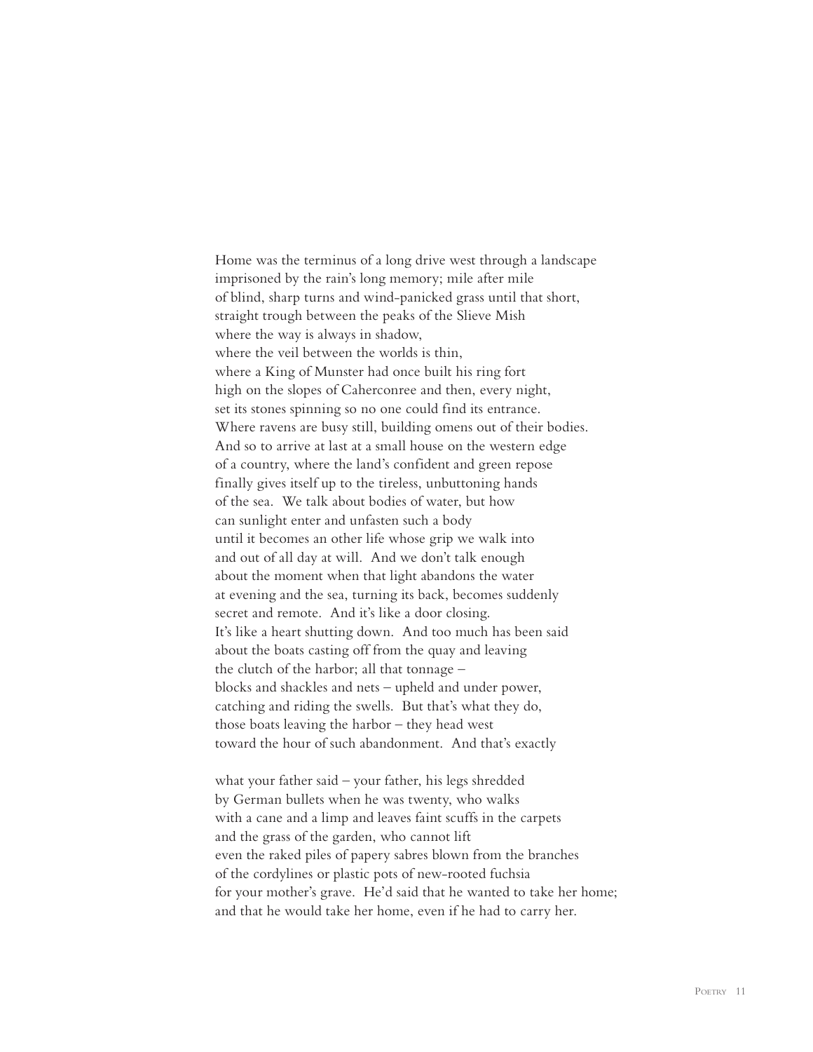Home was the terminus of a long drive west through a landscape
imprisoned by the rain's long memory; mile after mile
of blind, sharp turns and wind-panicked grass until that short,
straight trough between the peaks of the Slieve Mish
where the way is always in shadow,
where the veil between the worlds is thin,
where a King of Munster had once built his ring fort
high on the slopes of Caherconree and then, every night,
set its stones spinning so no one could find its entrance.
Where ravens are busy still, building omens out of their bodies.
And so to arrive at last at a small house on the western edge
of a country, where the land's confident and green repose
finally gives itself up to the tireless, unbuttoning hands
of the sea. We talk about bodies of water, but how
can sunlight enter and unfasten such a body
until it becomes an other life whose grip we walk into
and out of all day at will. And we don't talk enough
about the moment when that light abandons the water
at evening and the sea, turning its back, becomes suddenly
secret and remote. And it's like a door closing.
It's like a heart shutting down. And too much has been said
about the boats casting off from the quay and leaving
the clutch of the harbor; all that tonnage –
blocks and shackles and nets – upheld and under power,
catching and riding the swells. But that's what they do,
those boats leaving the harbor – they head west
toward the hour of such abandonment. And that's exactly

what your father said – your father, his legs shredded
by German bullets when he was twenty, who walks
with a cane and a limp and leaves faint scuffs in the carpets
and the grass of the garden, who cannot lift
even the raked piles of papery sabres blown from the branches
of the cordylines or plastic pots of new-rooted fuchsia
for your mother's grave. He'd said that he wanted to take her home;
and that he would take her home, even if he had to carry her.